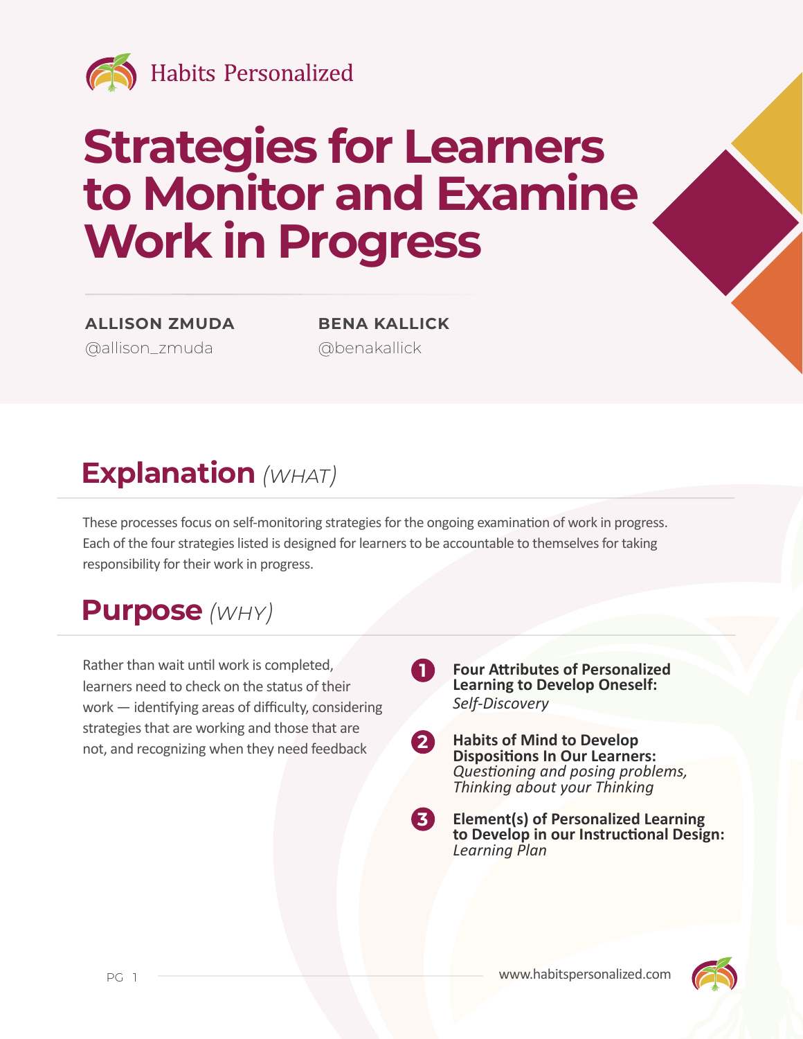Habits Personalized

# Strategies for Learners to Monitor and Examine Work in Progress

**ALLISON ZMUDA**
@allison_zmuda

**BENA KALLICK**
@benakallick

## Explanation *(WHAT)*

These processes focus on self-monitoring strategies for the ongoing examination of work in progress. Each of the four strategies listed is designed for learners to be accountable to themselves for taking responsibility for their work in progress.

## Purpose *(WHY)*

Rather than wait until work is completed, learners need to check on the status of their work — identifying areas of difficulty, considering strategies that are working and those that are not, and recognizing when they need feedback

1. **Four Attributes of Personalized Learning to Develop Oneself:** *Self-Discovery*
2. **Habits of Mind to Develop Dispositions In Our Learners:** *Questioning and posing problems, Thinking about your Thinking*
3. **Element(s) of Personalized Learning to Develop in our Instructional Design:** *Learning Plan*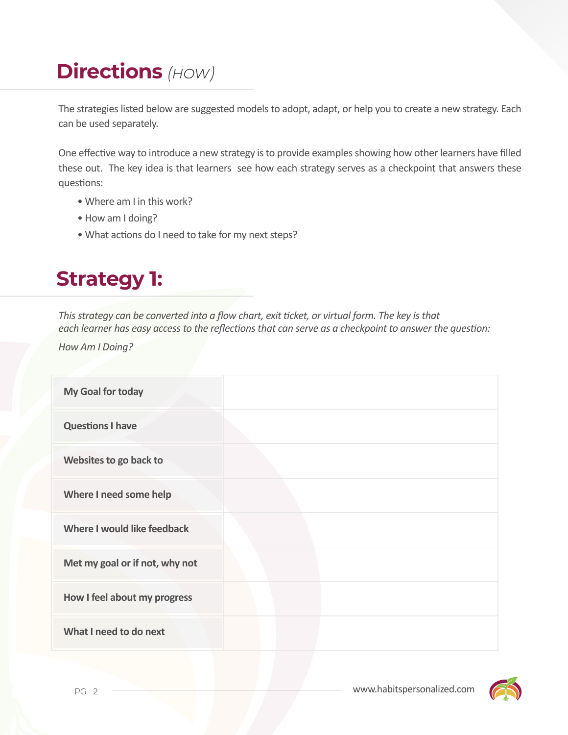## Directions *(HOW)*

The strategies listed below are suggested models to adopt, adapt, or help you to create a new strategy. Each can be used separately.

One effective way to introduce a new strategy is to provide examples showing how other learners have filled these out. The key idea is that learners see how each strategy serves as a checkpoint that answers these questions:

- Where am I in this work?
- How am I doing?
- What actions do I need to take for my next steps?

## Strategy 1:

*This strategy can be converted into a flow chart, exit ticket, or virtual form. The key is that each learner has easy access to the reflections that can serve as a checkpoint to answer the question: How Am I Doing?*

| | |
|---|---|
| **My Goal for today** | |
| **Questions I have** | |
| **Websites to go back to** | |
| **Where I need some help** | |
| **Where I would like feedback** | |
| **Met my goal or if not, why not** | |
| **How I feel about my progress** | |
| **What I need to do next** | |

www.habitspersonalized.com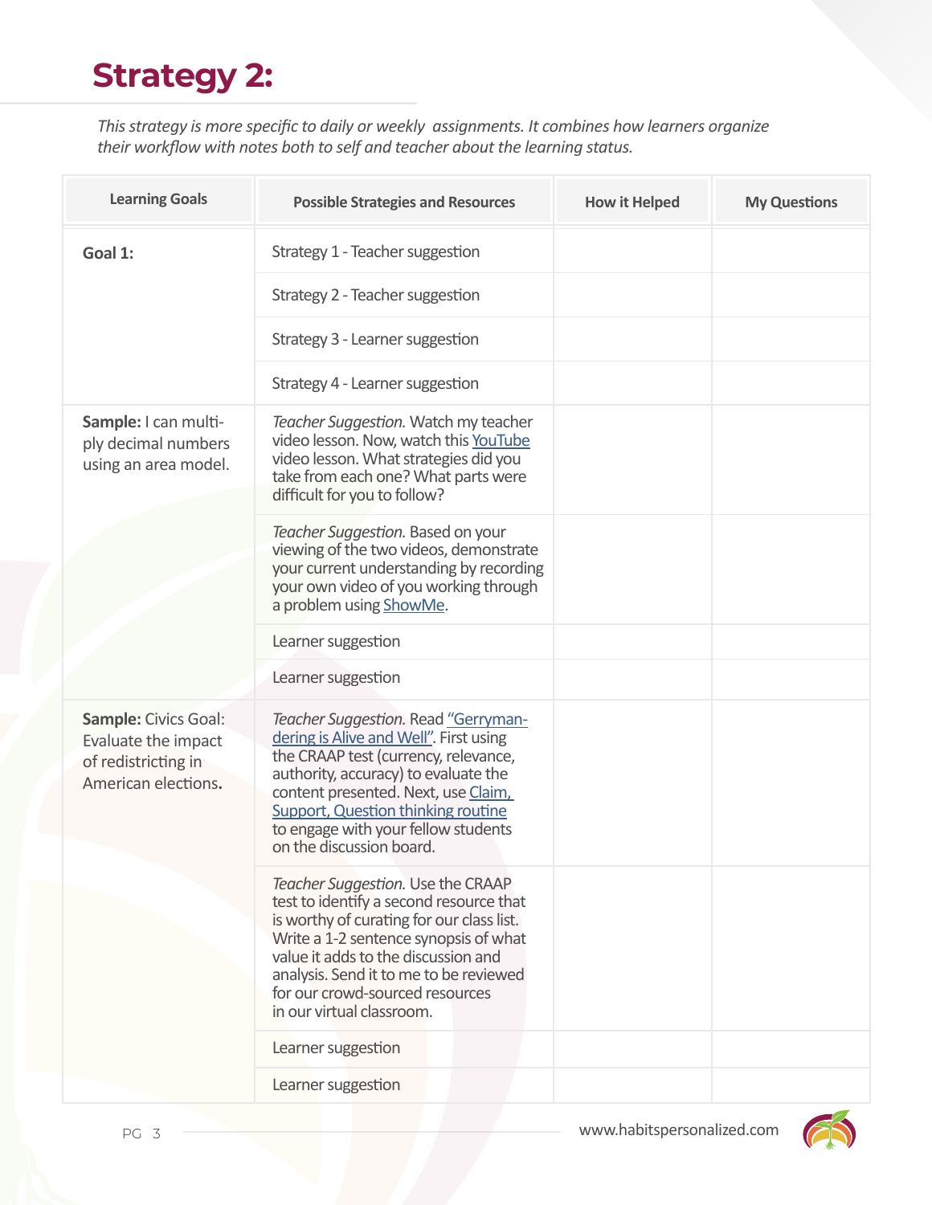# Strategy 2:

*This strategy is more specific to daily or weekly assignments. It combines how learners organize their workflow with notes both to self and teacher about the learning status.*

| Learning Goals | Possible Strategies and Resources | How it Helped | My Questions |
|---|---|---|---|
| **Goal 1:** | Strategy 1 - Teacher suggestion | | |
| | Strategy 2 - Teacher suggestion | | |
| | Strategy 3 - Learner suggestion | | |
| | Strategy 4 - Learner suggestion | | |
| **Sample:** I can multiply decimal numbers using an area model. | *Teacher Suggestion.* Watch my teacher video lesson. Now, watch this YouTube video lesson. What strategies did you take from each one? What parts were difficult for you to follow? | | |
| | *Teacher Suggestion.* Based on your viewing of the two videos, demonstrate your current understanding by recording your own video of you working through a problem using ShowMe. | | |
| | Learner suggestion | | |
| | Learner suggestion | | |
| **Sample:** Civics Goal: Evaluate the impact of redistricting in American elections. | *Teacher Suggestion.* Read "Gerrymandering is Alive and Well". First using the CRAAP test (currency, relevance, authority, accuracy) to evaluate the content presented. Next, use Claim, Support, Question thinking routine to engage with your fellow students on the discussion board. | | |
| | *Teacher Suggestion.* Use the CRAAP test to identify a second resource that is worthy of curating for our class list. Write a 1-2 sentence synopsis of what value it adds to the discussion and analysis. Send it to me to be reviewed for our crowd-sourced resources in our virtual classroom. | | |
| | Learner suggestion | | |
| | Learner suggestion | | |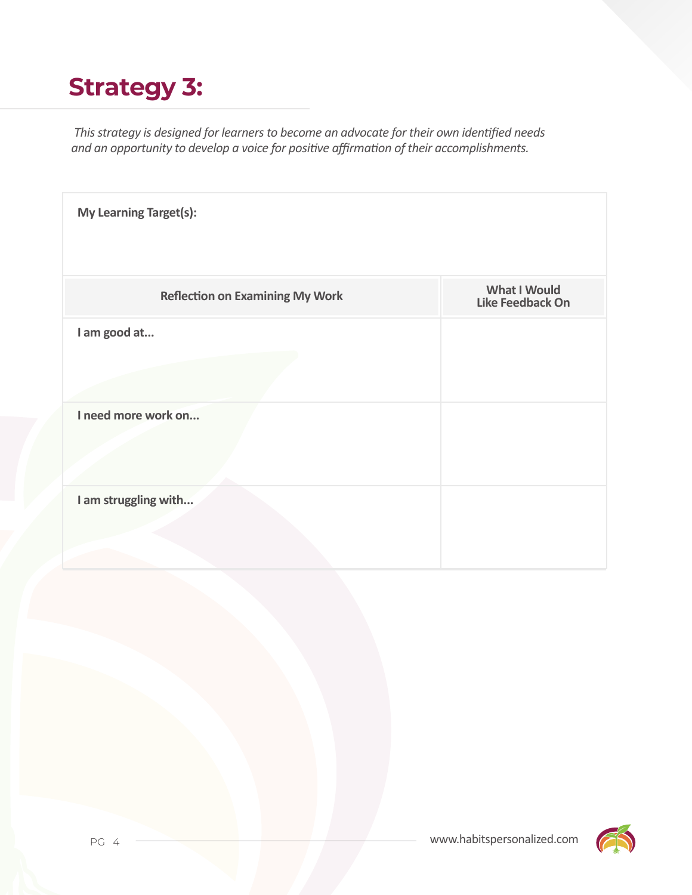# Strategy 3:

*This strategy is designed for learners to become an advocate for their own identified needs and an opportunity to develop a voice for positive affirmation of their accomplishments.*

**My Learning Target(s):**

| Reflection on Examining My Work | What I Would Like Feedback On |
|---|---|
| **I am good at...** | |
| **I need more work on...** | |
| **I am struggling with...** | |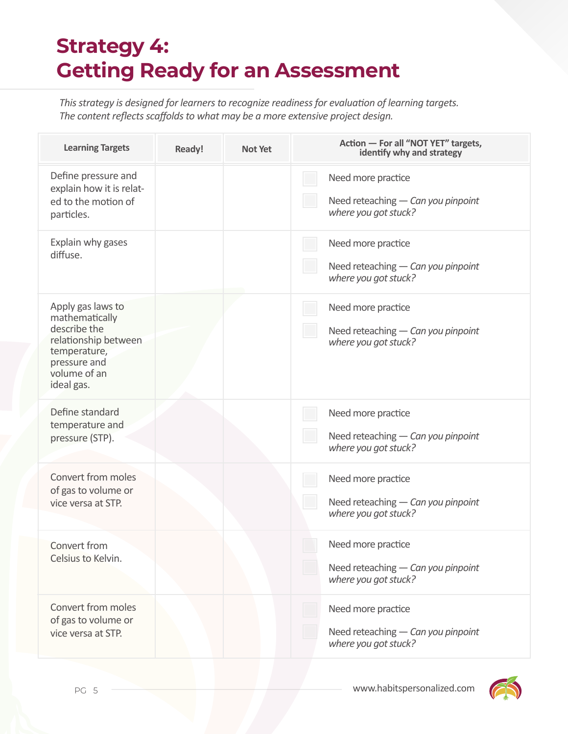# Strategy 4:
# Getting Ready for an Assessment

*This strategy is designed for learners to recognize readiness for evaluation of learning targets. The content reflects scaffolds to what may be a more extensive project design.*

| Learning Targets | Ready! | Not Yet | Action — For all "NOT YET" targets, identify why and strategy |
|---|---|---|---|
| Define pressure and explain how it is related to the motion of particles. | | | ☐ Need more practice<br>☐ Need reteaching — *Can you pinpoint where you got stuck?* |
| Explain why gases diffuse. | | | ☐ Need more practice<br>☐ Need reteaching — *Can you pinpoint where you got stuck?* |
| Apply gas laws to mathematically describe the relationship between temperature, pressure and volume of an ideal gas. | | | ☐ Need more practice<br>☐ Need reteaching — *Can you pinpoint where you got stuck?* |
| Define standard temperature and pressure (STP). | | | ☐ Need more practice<br>☐ Need reteaching — *Can you pinpoint where you got stuck?* |
| Convert from moles of gas to volume or vice versa at STP. | | | ☐ Need more practice<br>☐ Need reteaching — *Can you pinpoint where you got stuck?* |
| Convert from Celsius to Kelvin. | | | ☐ Need more practice<br>☐ Need reteaching — *Can you pinpoint where you got stuck?* |
| Convert from moles of gas to volume or vice versa at STP. | | | ☐ Need more practice<br>☐ Need reteaching — *Can you pinpoint where you got stuck?* |

www.habitspersonalized.com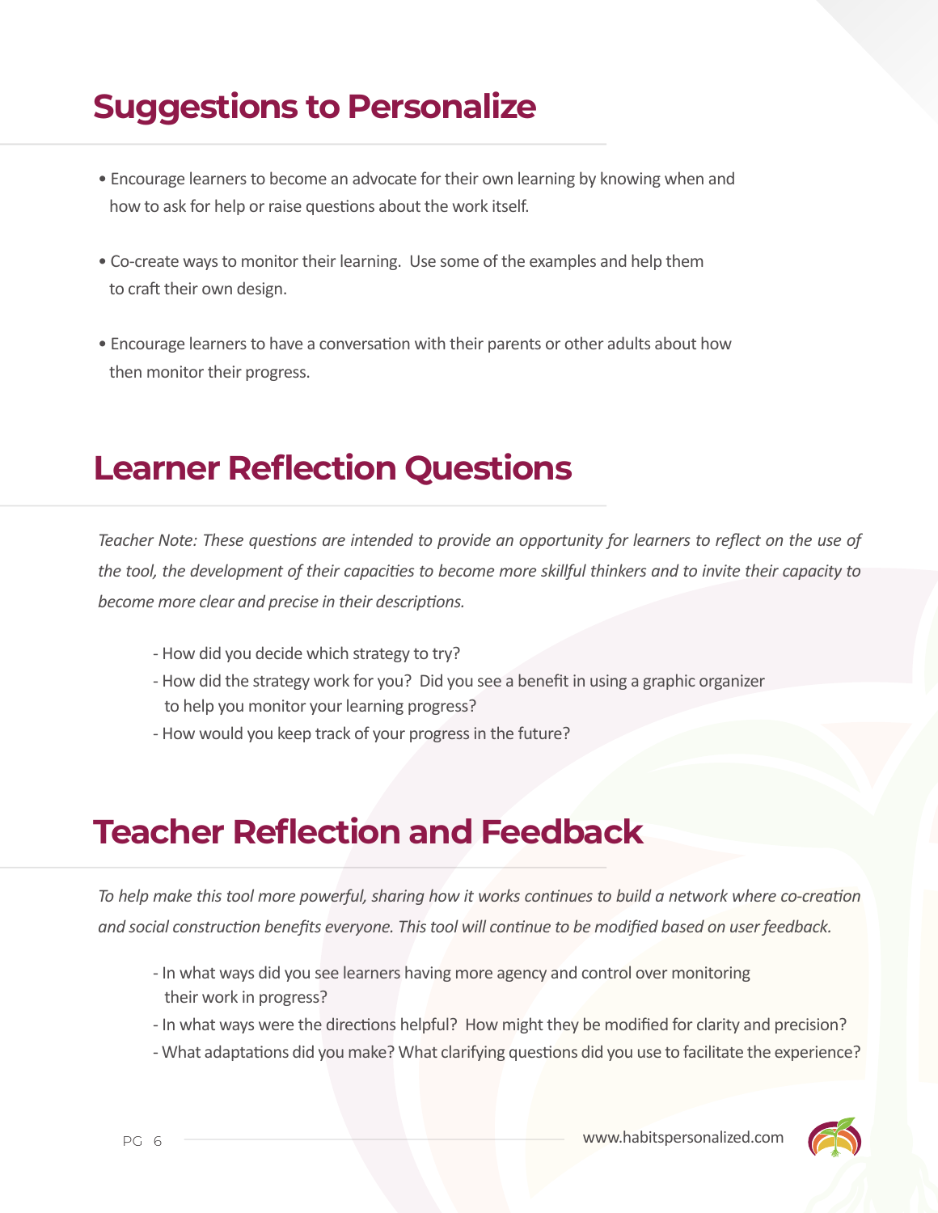## Suggestions to Personalize

- Encourage learners to become an advocate for their own learning by knowing when and how to ask for help or raise questions about the work itself.
- Co-create ways to monitor their learning. Use some of the examples and help them to craft their own design.
- Encourage learners to have a conversation with their parents or other adults about how then monitor their progress.

## Learner Reflection Questions

*Teacher Note: These questions are intended to provide an opportunity for learners to reflect on the use of the tool, the development of their capacities to become more skillful thinkers and to invite their capacity to become more clear and precise in their descriptions.*

- How did you decide which strategy to try?
- How did the strategy work for you? Did you see a benefit in using a graphic organizer to help you monitor your learning progress?
- How would you keep track of your progress in the future?

## Teacher Reflection and Feedback

*To help make this tool more powerful, sharing how it works continues to build a network where co-creation and social construction benefits everyone. This tool will continue to be modified based on user feedback.*

- In what ways did you see learners having more agency and control over monitoring their work in progress?
- In what ways were the directions helpful? How might they be modified for clarity and precision?
- What adaptations did you make? What clarifying questions did you use to facilitate the experience?